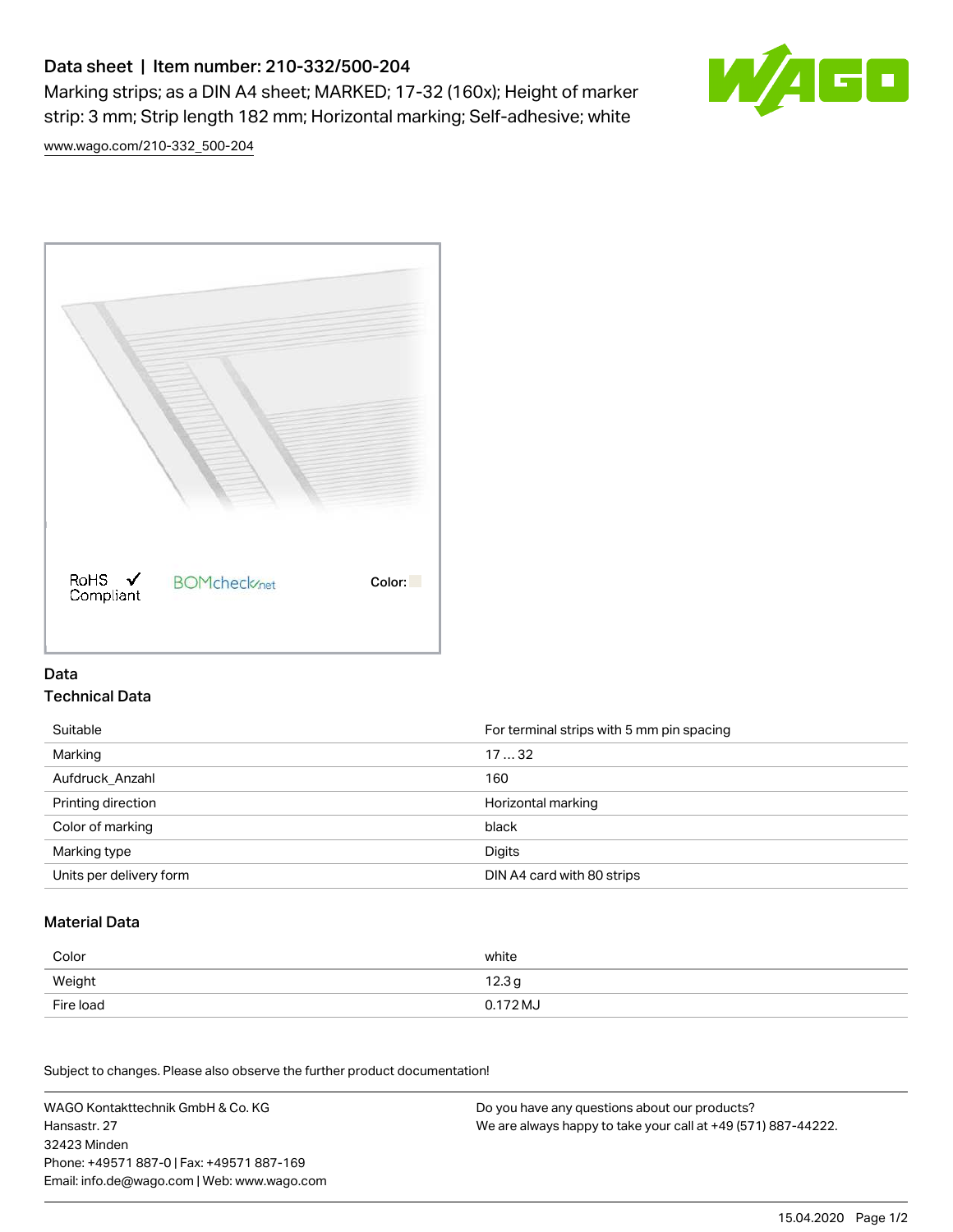# Data sheet | Item number: 210-332/500-204

Marking strips; as a DIN A4 sheet; MARKED; 17-32 (160x); Height of marker strip: 3 mm; Strip length 182 mm; Horizontal marking; Self-adhesive; white

www.wago.com/210-332_500-204

RoHS ✓ Compliant   BOMcheck.net   Color:

## Data

### Technical Data

| | |
|---|---|
| Suitable | For terminal strips with 5 mm pin spacing |
| Marking | 17 … 32 |
| Aufdruck_Anzahl | 160 |
| Printing direction | Horizontal marking |
| Color of marking | black |
| Marking type | Digits |
| Units per delivery form | DIN A4 card with 80 strips |

### Material Data

| | |
|---|---|
| Color | white |
| Weight | 12.3 g |
| Fire load | 0.172 MJ |

Subject to changes. Please also observe the further product documentation!

WAGO Kontakttechnik GmbH & Co. KG
Hansastr. 27
32423 Minden
Phone: +49571 887-0 | Fax: +49571 887-169
Email: info.de@wago.com | Web: www.wago.com

Do you have any questions about our products?
We are always happy to take your call at +49 (571) 887-44222.

15.04.2020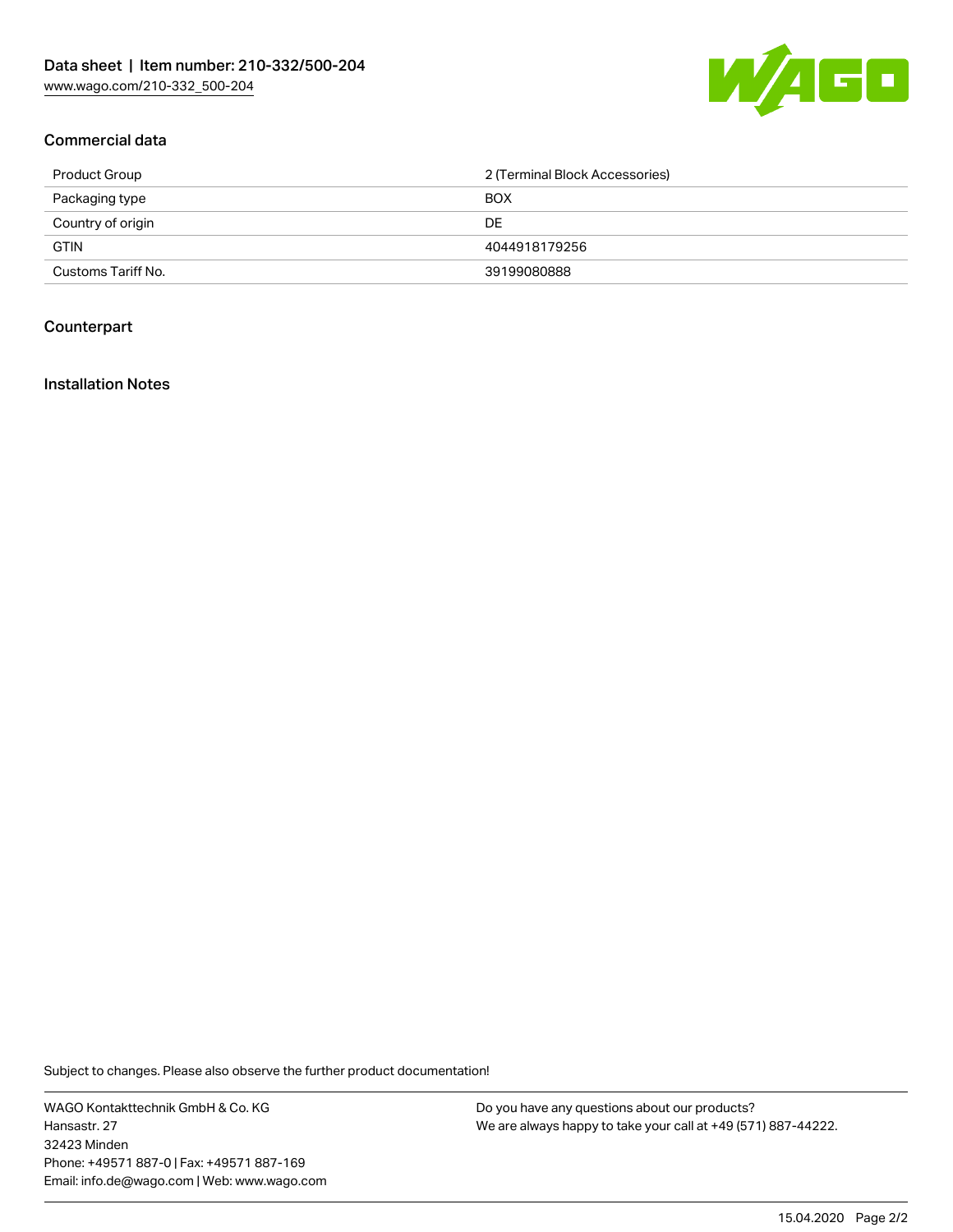## Commercial data

| | |
|---|---|
| Product Group | 2 (Terminal Block Accessories) |
| Packaging type | BOX |
| Country of origin | DE |
| GTIN | 4044918179256 |
| Customs Tariff No. | 39199080888 |

## Counterpart

## Installation Notes

Subject to changes. Please also observe the further product documentation!

WAGO Kontakttechnik GmbH & Co. KG
Hansastr. 27
32423 Minden
Phone: +49571 887-0 | Fax: +49571 887-169
Email: info.de@wago.com | Web: www.wago.com

Do you have any questions about our products?
We are always happy to take your call at +49 (571) 887-44222.

15.04.2020